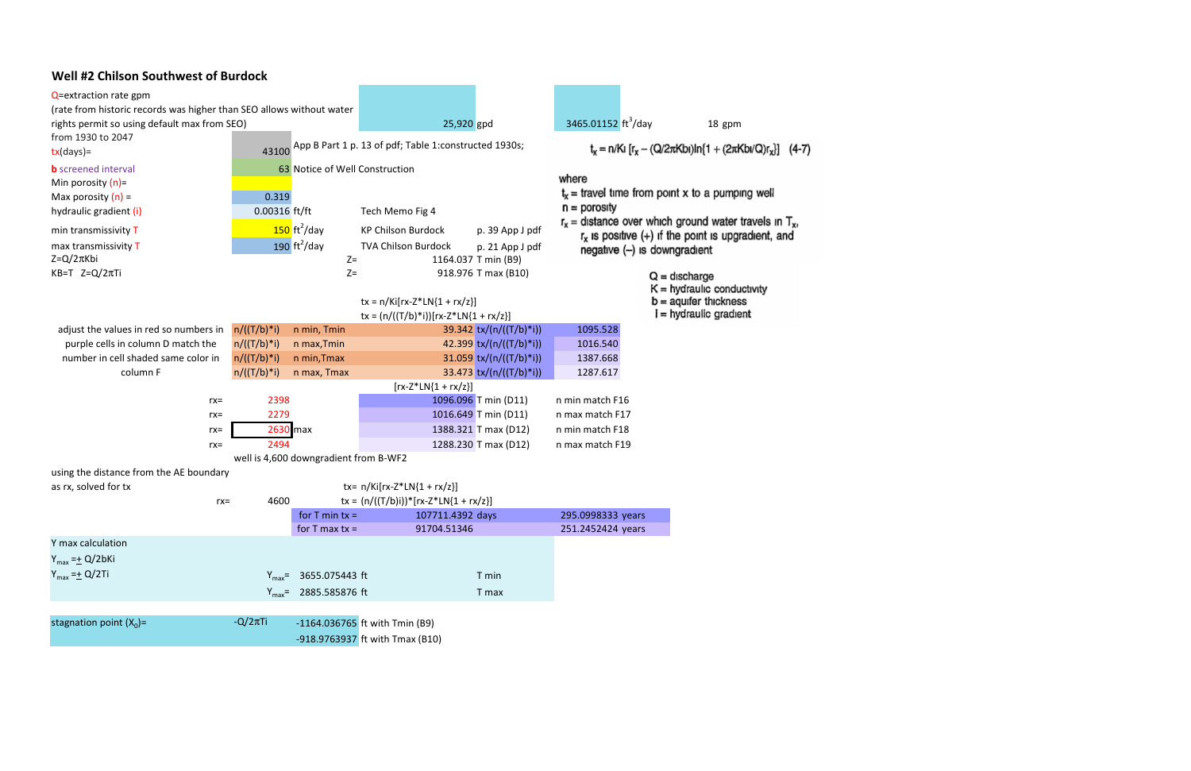## Well #2 Chilson Southwest of Burdock

| | | | | | |
|---|---|---|---|---|---|
| Q=extraction rate gpm (rate from historic records was higher than SEO allows without water rights permit so using default max from SEO) | | 25,920 gpd | 3465.01152 $ft^3$/day | 18 gpm | |
| from 1930 to 2047 tx(days)= | 43100 | App B Part 1 p. 13 of pdf; Table 1:constructed 1930s; | | | |
| b screened interval | 63 | Notice of Well Construction | | | |
| Min porosity (n)= | | | | | |
| Max porosity (n) = | 0.319 | | | | |
| hydraulic gradient (i) | 0.00316 ft/ft | Tech Memo Fig 4 | | | |
| min transmissivity T | 150 $ft^2$/day | KP Chilson Burdock | p. 39 App J pdf | | |
| max transmissivity T | 190 $ft^2$/day | TVA Chilson Burdock | p. 21 App J pdf | | |
| Z=Q/2πKbi | | Z= | 1164.037 T min (B9) | | |
| KB=T Z=Q/2πTi | | Z= | 918.976 T max (B10) | | |

$t_x = n/Ki\,[r_x - (Q/2\pi Kbi)\ln\{1 + (2\pi Kbi/Q)r_x\}]$ (4-7)

where
$t_x$ = travel time from point x to a pumping well
n = porosity
$r_x$ = distance over which ground water travels in $T_x$, $r_x$ is positive (+) if the point is upgradient, and negative (–) is downgradient

Q = discharge
K = hydraulic conductivity
b = aquifer thickness
I = hydraulic gradient

tx = n/Ki[rx-Z*LN{1 + rx/z}]
tx = (n/((T/b)*i))[rx-Z*LN{1 + rx/z}]

adjust the values in red so numbers in purple cells in column D match the number in cell shaded same color in column F

| | | | | |
|---|---|---|---|---|
| n/((T/b)*i) | n min, Tmin | 39.342 | tx/(n/((T/b)*i)) | 1095.528 |
| n/((T/b)*i) | n max,Tmin | 42.399 | tx/(n/((T/b)*i)) | 1016.540 |
| n/((T/b)*i) | n min,Tmax | 31.059 | tx/(n/((T/b)*i)) | 1387.668 |
| n/((T/b)*i) | n max, Tmax | 33.473 | tx/(n/((T/b)*i)) | 1287.617 |

| | | | [rx-Z*LN{1 + rx/z}] | | |
|---|---|---|---|---|---|
| rx= | 2398 | | 1096.096 | T min (D11) | n min match F16 |
| rx= | 2279 | | 1016.649 | T min (D11) | n max match F17 |
| rx= | 2630 | max | 1388.321 | T max (D12) | n min match F18 |
| rx= | 2494 | | 1288.230 | T max (D12) | n max match F19 |

well is 4,600 downgradient from B-WF2

using the distance from the AE boundary as rx, solved for tx

tx= n/Ki[rx-Z*LN{1 + rx/z}]
rx= 4600 tx = (n/((T/b)i))*[rx-Z*LN{1 + rx/z}]

| | | | |
|---|---|---|---|
| for T min tx = | 107711.4392 days | 295.0998333 | years |
| for T max tx = | 91704.51346 | 251.2452424 | years |

Y max calculation
$Y_{max}$ =± Q/2bKi
$Y_{max}$ =± Q/2Ti

| | | |
|---|---|---|
| $Y_{max}$= | 3655.075443 ft | T min |
| $Y_{max}$= | 2885.585876 ft | T max |

| | | | |
|---|---|---|---|
| stagnation point ($X_0$)= | -Q/2πTi | -1164.036765 | ft with Tmin (B9) |
| | | -918.9763937 | ft with Tmax (B10) |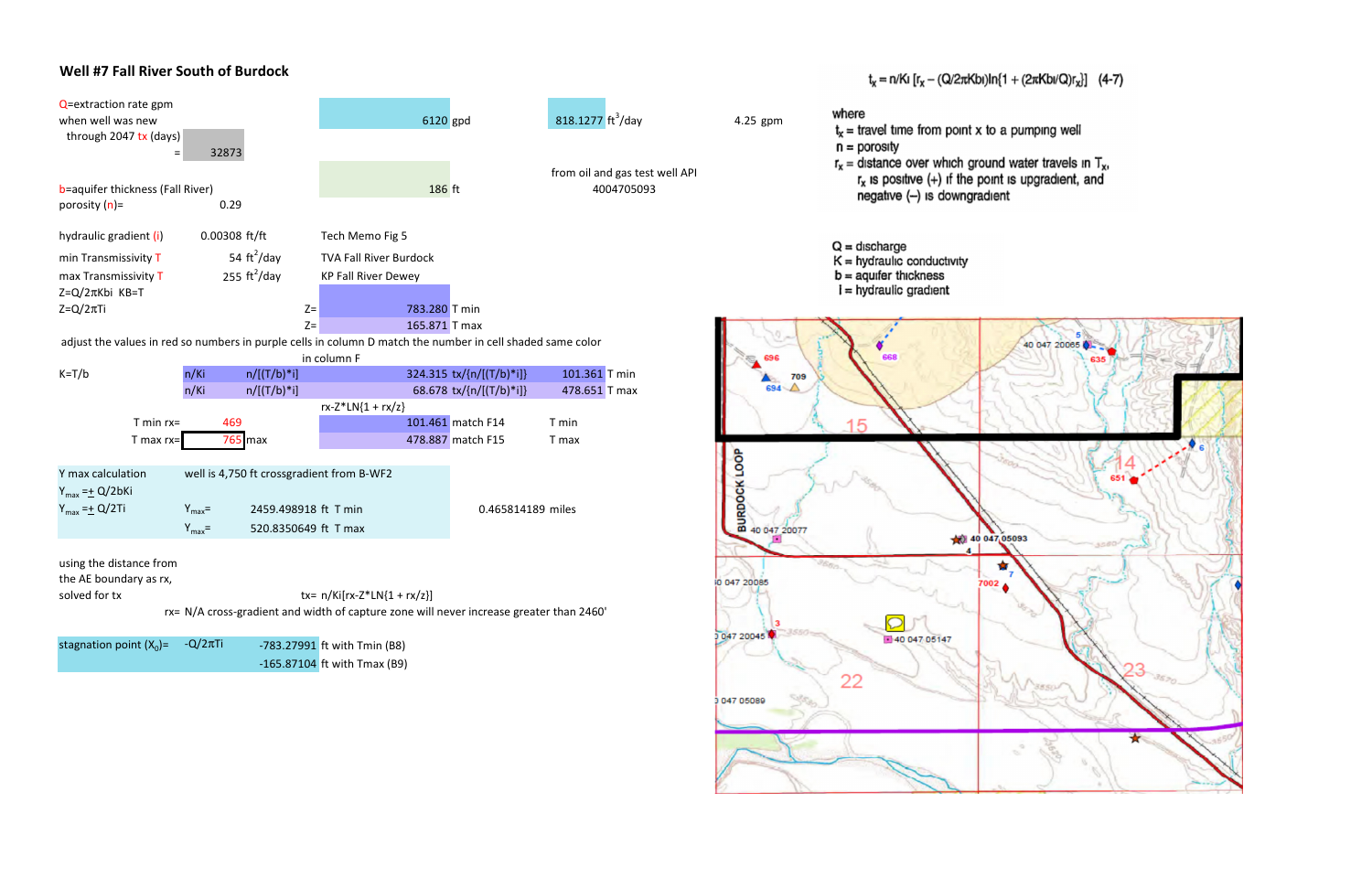## Well #7 Fall River South of Burdock

Q=extraction rate gpm when well was new — 6120 gpd — 818.1277 $ft^3$/day — 4.25 gpm

through 2047 tx (days) = 32873

b=aquifer thickness (Fall River) — 186 ft — from oil and gas test well API 4004705093

porosity (n)= 0.29

| | | | |
|---|---|---|---|
| hydraulic gradient (i) | 0.00308 | ft/ft | Tech Memo Fig 5 |
| min Transmissivity T | 54 | $ft^2$/day | TVA Fall River Burdock |
| max Transmissivity T | 255 | $ft^2$/day | KP Fall River Dewey |

Z=Q/2πKbi KB=T

Z=Q/2πTi

| | | |
|---|---|---|
| Z= | 783.280 | T min |
| Z= | 165.871 | T max |

adjust the values in red so numbers in purple cells in column D match the number in cell shaded same color in column F

K=T/b

| | | | | | |
|---|---|---|---|---|---|
| n/Ki | n/[(T/b)*i] | 324.315 | tx/{n/[(T/b)*i]} | 101.361 | T min |
| n/Ki | n/[(T/b)*i] | 68.678 | tx/{n/[(T/b)*i]} | 478.651 | T max |

rx-Z*LN{1 + rx/z}

| | | | | |
|---|---|---|---|---|
| T min rx= | 469 | 101.461 | match F14 | T min |
| T max rx= | 765 max | 478.887 | match F15 | T max |

Y max calculation — well is 4,750 ft crossgradient from B-WF2

$Y_{max}$ =± Q/2bKi

$Y_{max}$ =± Q/2Ti

| | | | |
|---|---|---|---|
| $Y_{max}$= | 2459.498918 | ft | T min |
| $Y_{max}$= | 520.8350649 | ft | T max |

0.465814189 miles

using the distance from the AE boundary as rx, solved for tx — tx= n/Ki[rx-Z*LN{1 + rx/z}]

rx= N/A cross-gradient and width of capture zone will never increase greater than 2460'

| | | | |
|---|---|---|---|
| stagnation point ($X_0$)= | -Q/2πTi | -783.27991 | ft with Tmin (B8) |
| | | -165.87104 | ft with Tmax (B9) |

$$t_x = n/Ki\,[r_x - (Q/2\pi Kbi)\ln\{1 + (2\pi Kbi/Q)r_x\}] \quad (4\text{-}7)$$

where

$t_x$ = travel time from point x to a pumping well

n = porosity

$r_x$ = distance over which ground water travels in $T_x$, $r_x$ is positive (+) if the point is upgradient, and negative (–) is downgradient

Q = discharge

K = hydraulic conductivity

b = aquifer thickness

I = hydraulic gradient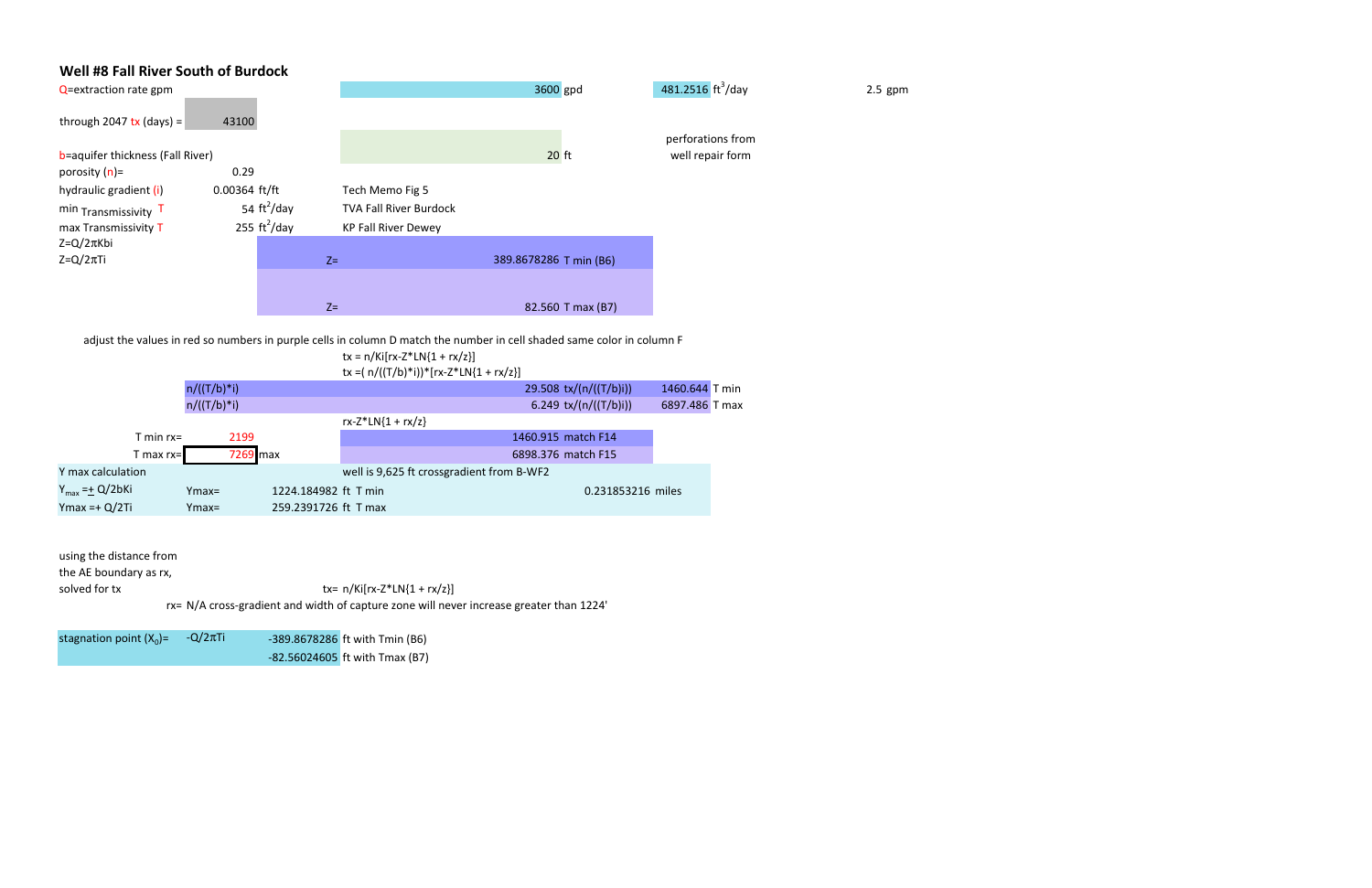## Well #8 Fall River South of Burdock

| | | | | | |
|---|---|---|---|---|---|
| Q=extraction rate gpm | | 3600 gpd | 481.2516 $ft^3$/day | | 2.5 gpm |
| through 2047 tx (days) = | 43100 | | | | |
| b=aquifer thickness (Fall River) | | 20 ft | perforations from well repair form | | |
| porosity (n)= | 0.29 | | | | |
| hydraulic gradient (i) | 0.00364 ft/ft | Tech Memo Fig 5 | | | |
| min Transmissivity T | 54 $ft^2$/day | TVA Fall River Burdock | | | |
| max Transmissivity T | 255 $ft^2$/day | KP Fall River Dewey | | | |
| Z=Q/2πKbi | | | | | |
| Z=Q/2πTi | | Z= 389.8678286 T min (B6) | | | |
| | | Z= 82.560 T max (B7) | | | |

adjust the values in red so numbers in purple cells in column D match the number in cell shaded same color in column F

tx = n/Ki[rx-Z*LN{1 + rx/z}]

tx =( n/((T/b)*i))*[rx-Z*LN{1 + rx/z}]

| | | | | |
|---|---|---|---|---|
| n/((T/b)*i) | | 29.508 tx/(n/((T/b)i)) | 1460.644 | T min |
| n/((T/b)*i) | | 6.249 tx/(n/((T/b)i)) | 6897.486 | T max |
| | | rx-Z*LN{1 + rx/z} | | |
| T min rx= | 2199 | 1460.915 match F14 | | |
| T max rx= | 7269 max | 6898.376 match F15 | | |

| | | | |
|---|---|---|---|
| Y max calculation | | well is 9,625 ft crossgradient from B-WF2 | |
| $Y_{max}$ =± Q/2bKi | Ymax= | 1224.184982 ft T min | 0.231853216 miles |
| Ymax =+ Q/2Ti | Ymax= | 259.2391726 ft T max | |

using the distance from the AE boundary as rx, solved for tx

tx= n/Ki[rx-Z*LN{1 + rx/z}]

rx= N/A cross-gradient and width of capture zone will never increase greater than 1224'

| | | | |
|---|---|---|---|
| stagnation point ($X_0$)= | -Q/2πTi | -389.8678286 | ft with Tmin (B6) |
| | | -82.56024605 | ft with Tmax (B7) |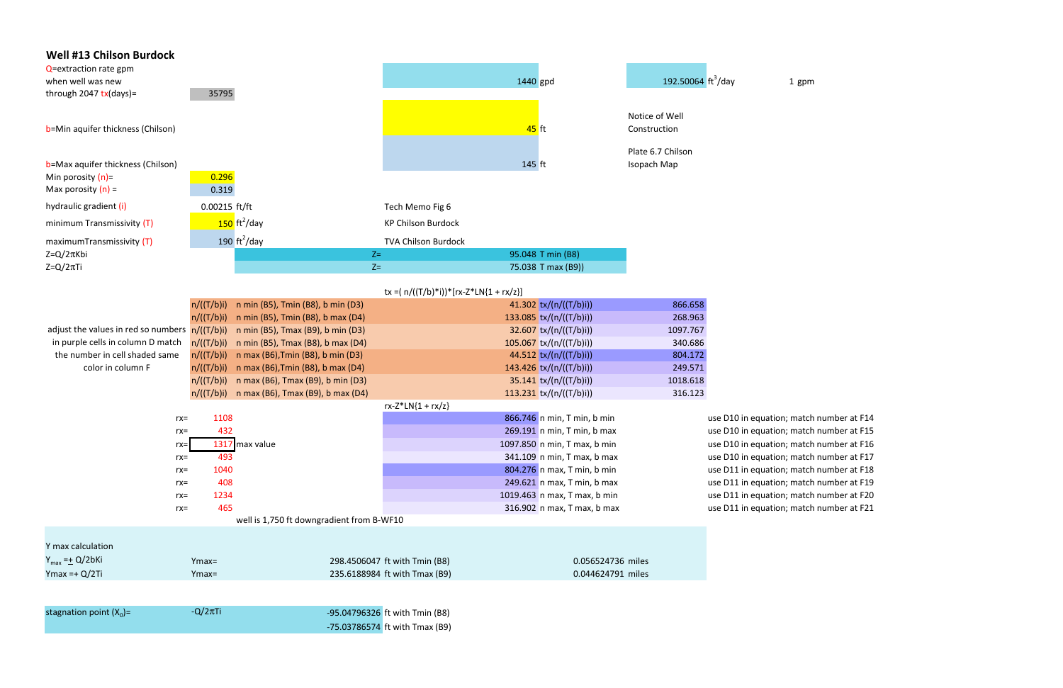## Well #13 Chilson Burdock

| | | | | | |
|---|---|---|---|---|---|
| Q=extraction rate gpm when well was new | | 1440 gpd | 192.50064 $ft^3$/day | 1 gpm |
| through 2047 tx(days)= | 35795 | | | |
| b=Min aquifer thickness (Chilson) | | 45 ft | Notice of Well Construction | |
| b=Max aquifer thickness (Chilson) | | 145 ft | Plate 6.7 Chilson Isopach Map | |
| Min porosity (n)= | 0.296 | | | |
| Max porosity (n) = | 0.319 | | | |
| hydraulic gradient (i) | 0.00215 ft/ft | Tech Memo Fig 6 | | |
| minimum Transmissivity (T) | 150 $ft^2$/day | KP Chilson Burdock | | |
| maximumTransmissivity (T) | 190 $ft^2$/day | TVA Chilson Burdock | | |
| $Z=Q/2\pi Kbi$ | | Z= | 95.048 T min (B8) | |
| $Z=Q/2\pi Ti$ | | Z= | 75.038 T max (B9)) | |

$tx = ( n/((T/b)*i))*[rx-Z*LN\{1 + rx/z\}]$

adjust the values in red so numbers in purple cells in column D match the number in cell shaded same color in column F

| | | | | |
|---|---|---|---|---|
| n/((T/b)i) | n min (B5), Tmin (B8), b min (D3) | 41.302 | tx/(n/((T/b)i)) | 866.658 |
| n/((T/b)i) | n min (B5), Tmin (B8), b max (D4) | 133.085 | tx/(n/((T/b)i)) | 268.963 |
| n/((T/b)i) | n min (B5), Tmax (B9), b min (D3) | 32.607 | tx/(n/((T/b)i)) | 1097.767 |
| n/((T/b)i) | n min (B5), Tmax (B8), b max (D4) | 105.067 | tx/(n/((T/b)i)) | 340.686 |
| n/((T/b)i) | n max (B6),Tmin (B8), b min (D3) | 44.512 | tx/(n/((T/b)i)) | 804.172 |
| n/((T/b)i) | n max (B6),Tmin (B8), b max (D4) | 143.426 | tx/(n/((T/b)i)) | 249.571 |
| n/((T/b)i) | n max (B6), Tmax (B9), b min (D3) | 35.141 | tx/(n/((T/b)i)) | 1018.618 |
| n/((T/b)i) | n max (B6), Tmax (B9), b max (D4) | 113.231 | tx/(n/((T/b)i)) | 316.123 |

$rx-Z*LN\{1 + rx/z\}$

| | | | | | |
|---|---|---|---|---|---|
| rx= | 1108 | | 866.746 | n min, T min, b min | use D10 in equation; match number at F14 |
| rx= | 432 | | 269.191 | n min, T min, b max | use D10 in equation; match number at F15 |
| rx= | 1317 | max value | 1097.850 | n min, T max, b min | use D10 in equation; match number at F16 |
| rx= | 493 | | 341.109 | n min, T max, b max | use D10 in equation; match number at F17 |
| rx= | 1040 | | 804.276 | n max, T min, b min | use D11 in equation; match number at F18 |
| rx= | 408 | | 249.621 | n max, T min, b max | use D11 in equation; match number at F19 |
| rx= | 1234 | | 1019.463 | n max, T max, b min | use D11 in equation; match number at F20 |
| rx= | 465 | | 316.902 | n max, T max, b max | use D11 in equation; match number at F21 |

well is 1,750 ft downgradient from B-WF10

Y max calculation

| | | | |
|---|---|---|---|
| $Y_{max} = \pm Q/2bKi$ | Ymax= | 298.4506047 ft with Tmin (B8) | 0.056524736 miles |
| $Ymax =+ Q/2Ti$ | Ymax= | 235.6188984 ft with Tmax (B9) | 0.044624791 miles |

| | | |
|---|---|---|
| stagnation point ($X_0$)= | $-Q/2\pi Ti$ | -95.04796326 ft with Tmin (B8) |
| | | -75.03786574 ft with Tmax (B9) |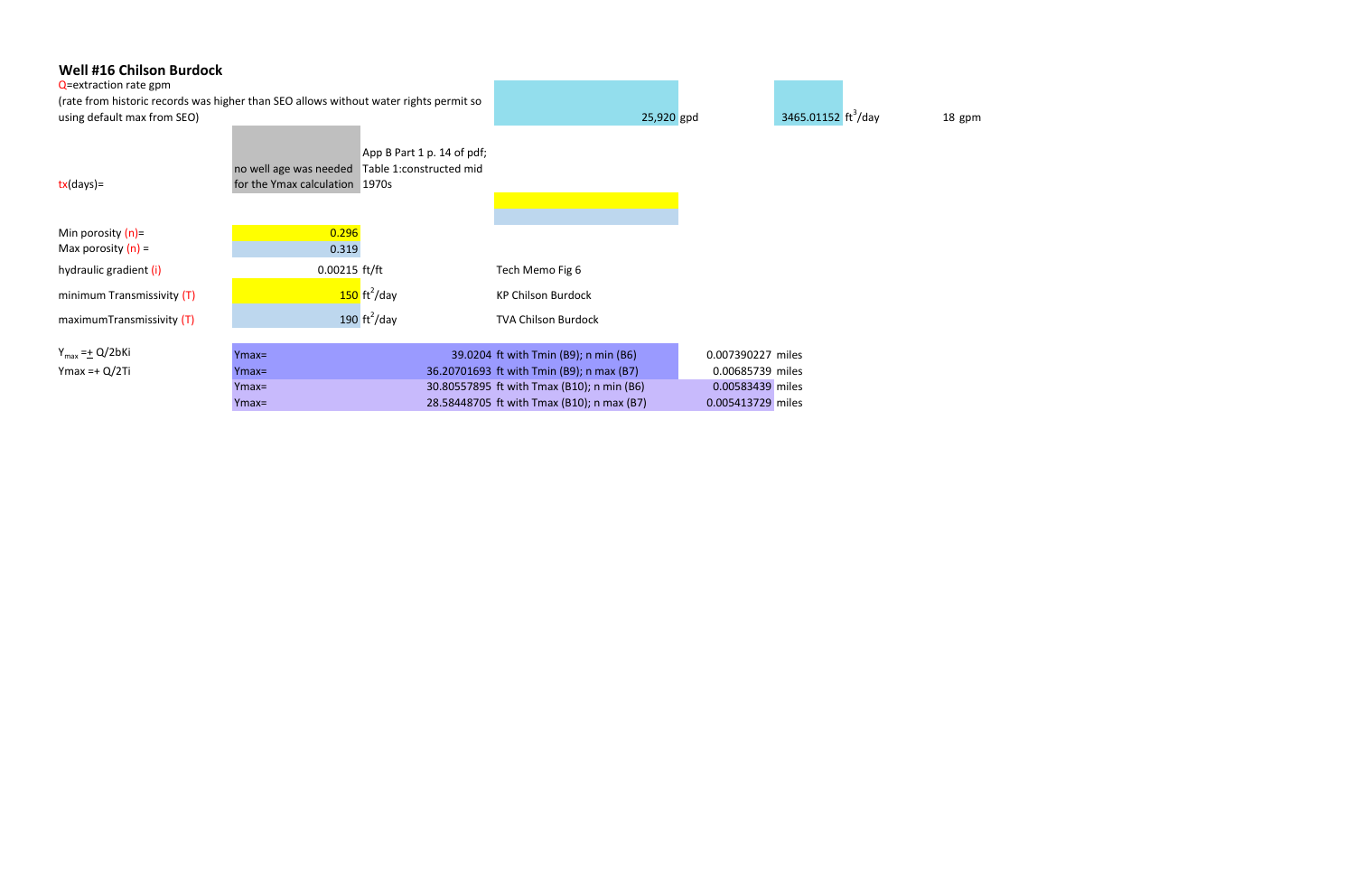## Well #16 Chilson Burdock

Q=extraction rate gpm
(rate from historic records was higher than SEO allows without water rights permit so using default max from SEO)

| | | | | | | |
|---|---|---|---|---|---|---|
| | | | 25,920 gpd | 3465.01152 $ft^3$/day | | 18 gpm |
| tx(days)= | no well age was needed for the Ymax calculation | App B Part 1 p. 14 of pdf; Table 1:constructed mid 1970s | | | | |
| Min porosity (n)= | 0.296 | | | | | |
| Max porosity (n) = | 0.319 | | | | | |
| hydraulic gradient (i) | 0.00215 ft/ft | | Tech Memo Fig 6 | | | |
| minimum Transmissivity (T) | 150 $ft^2$/day | | KP Chilson Burdock | | | |
| maximumTransmissivity (T) | 190 $ft^2$/day | | TVA Chilson Burdock | | | |

| | | | |
|---|---|---|---|
| $Y_{max} = \pm Q/2bKi$ | Ymax= | 39.0204 ft with Tmin (B9); n min (B6) | 0.007390227 miles |
| Ymax =+ Q/2Ti | Ymax= | 36.20701693 ft with Tmin (B9); n max (B7) | 0.00685739 miles |
| | Ymax= | 30.80557895 ft with Tmax (B10); n min (B6) | 0.00583439 miles |
| | Ymax= | 28.58448705 ft with Tmax (B10); n max (B7) | 0.005413729 miles |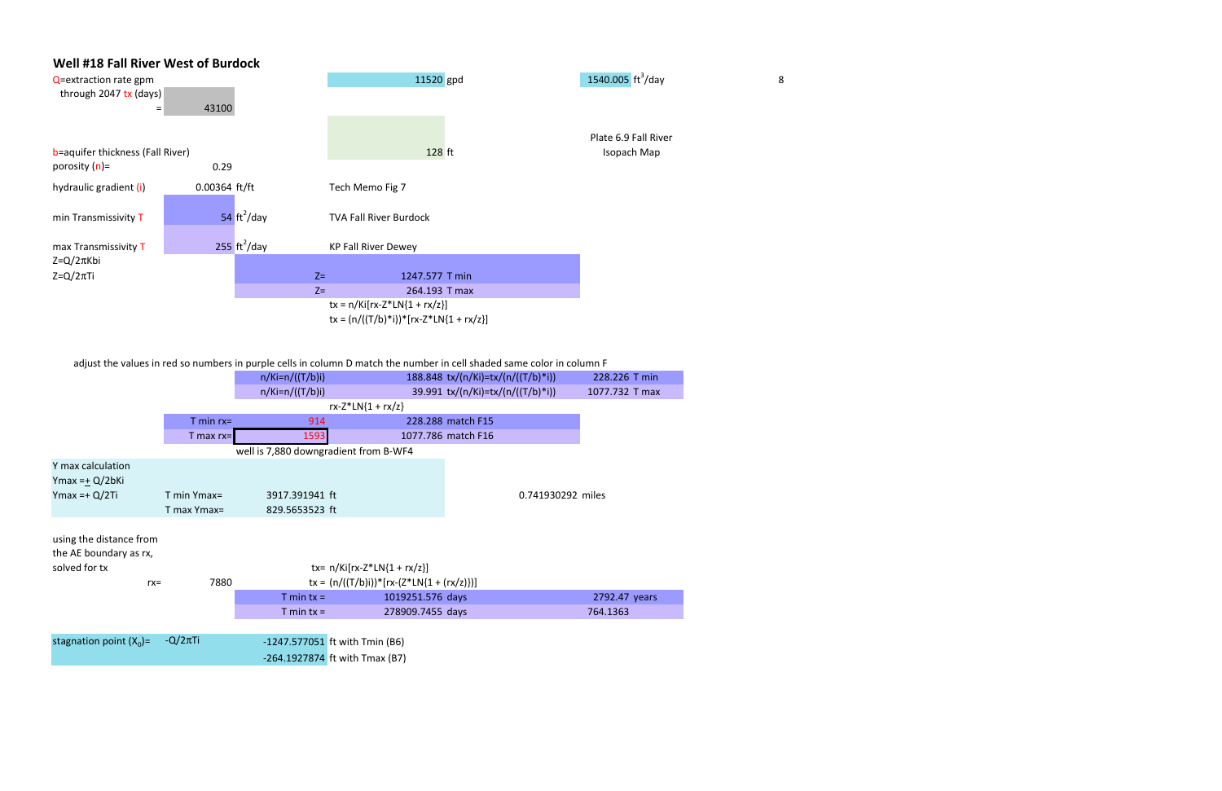## Well #18 Fall River West of Burdock

| | | | | | |
|---|---|---|---|---|---|
| Q=extraction rate gpm | | | 11520 gpd | 1540.005 $ft^3$/day | 8 |
| through 2047 tx (days) = | 43100 | | | | |
| b=aquifer thickness (Fall River) | | | 128 ft | Plate 6.9 Fall River Isopach Map | |
| porosity (n)= | 0.29 | | | | |
| hydraulic gradient (i) | 0.00364 ft/ft | | Tech Memo Fig 7 | | |
| min Transmissivity T | 54 $ft^2$/day | | TVA Fall River Burdock | | |
| max Transmissivity T | 255 $ft^2$/day | | KP Fall River Dewey | | |
| Z=Q/2πKbi | | | | | |
| Z=Q/2πTi | | Z= | 1247.577 T min | | |
| | | Z= | 264.193 T max | | |
| | | | tx = n/Ki[rx-Z*LN{1 + rx/z}] | | |
| | | | tx = (n/((T/b)*i))*[rx-Z*LN{1 + rx/z}] | | |

adjust the values in red so numbers in purple cells in column D match the number in cell shaded same color in column F

| | | | | |
|---|---|---|---|---|
| | n/Ki=n/((T/b)i) | 188.848 | tx/(n/Ki)=tx/(n/((T/b)*i)) | 228.226 T min |
| | n/Ki=n/((T/b)i) | 39.991 | tx/(n/Ki)=tx/(n/((T/b)*i)) | 1077.732 T max |
| | | rx-Z*LN{1 + rx/z} | | |
| T min rx= | 914 | 228.288 | match F15 | |
| T max rx= | 1593 | 1077.786 | match F16 | |
| | well is 7,880 downgradient from B-WF4 | | | |

| | | | |
|---|---|---|---|
| Y max calculation | | | |
| Ymax =± Q/2bKi | | | |
| Ymax =+ Q/2Ti | T min Ymax= | 3917.391941 ft | 0.741930292 miles |
| | T max Ymax= | 829.5653523 ft | |

using the distance from the AE boundary as rx, solved for tx

| | | | | |
|---|---|---|---|---|
| | | tx= n/Ki[rx-Z*LN{1 + rx/z}] | | |
| rx= | 7880 | tx = (n/((T/b)i))*[rx-(Z*LN{1 + (rx/z)})] | | |
| | T min tx = | 1019251.576 days | | 2792.47 years |
| | T min tx = | 278909.7455 days | | 764.1363 |

| | | | |
|---|---|---|---|
| stagnation point ($X_0$)= | -Q/2πTi | -1247.577051 | ft with Tmin (B6) |
| | | -264.1927874 | ft with Tmax (B7) |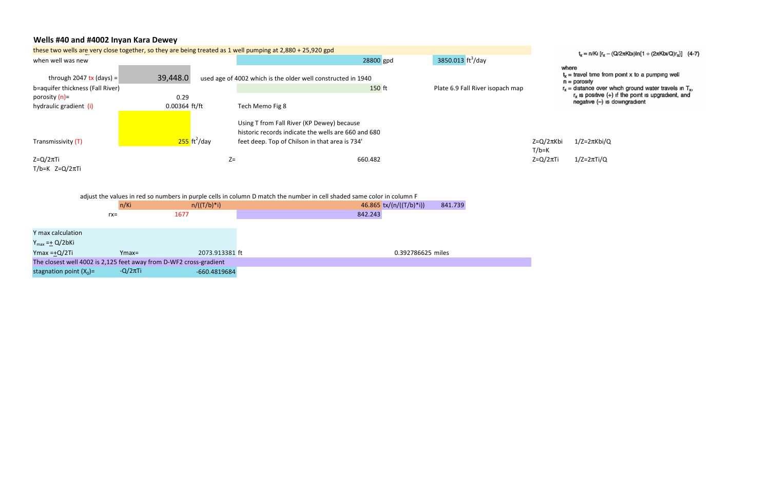## Wells #40 and #4002 Inyan Kara Dewey

these two wells are very close together, so they are being treated as 1 well pumping at 2,880 + 25,920 gpd

| | | | | |
|---|---|---|---|---|
| when well was new | | 28800 gpd | 3850.013 $ft^3$/day | |
| through 2047 tx (days) = | 39,448.0 | used age of 4002 which is the older well constructed in 1940 | | |
| b=aquifer thickness (Fall River) | | 150 ft | Plate 6.9 Fall River isopach map | |
| porosity (n)= | 0.29 | | | |
| hydraulic gradient (i) | 0.00364 ft/ft | Tech Memo Fig 8 | | |
| Transmissivity (T) | 255 $ft^2$/day | Using T from Fall River (KP Dewey) because historic records indicate the wells are 660 and 680 feet deep. Top of Chilson in that area is 734' | | $Z=Q/2\pi Kbi$ $1/Z=2\pi Kbi/Q$ |
| | | | | $T/b=K$ |
| $Z=Q/2\pi Ti$ | Z= | 660.482 | | $Z=Q/2\pi Ti$ $1/Z=2\pi Ti/Q$ |
| $T/b=K$ $Z=Q/2\pi Ti$ | | | | |

$t_x = n/Ki\,[r_x - (Q/2\pi Kbi)\ln\{1 + (2\pi Kbi/Q)r_x\}]$ (4-7)

where
$t_x$ = travel time from point x to a pumping well
n = porosity
$r_x$ = distance over which ground water travels in $T_x$, $r_x$ is positive (+) if the point is upgradient, and negative (–) is downgradient

adjust the values in red so numbers in purple cells in column D match the number in cell shaded same color in column F

| | | | | |
|---|---|---|---|---|
| n/Ki | n/((T/b)*i) | 46.865 | tx/(n/((T/b)*i)) | 841.739 |
| rx= | 1677 | 842.243 | | |

Y max calculation

$Y_{max} = \pm Q/2bKi$

| | | | |
|---|---|---|---|
| Ymax =±Q/2Ti | Ymax= | 2073.913381 ft | 0.392786625 miles |

The closest well 4002 is 2,125 feet away from D-WF2 cross-gradient

| | | |
|---|---|---|
| stagnation point ($X_0$)= | $-Q/2\pi Ti$ | -660.4819684 |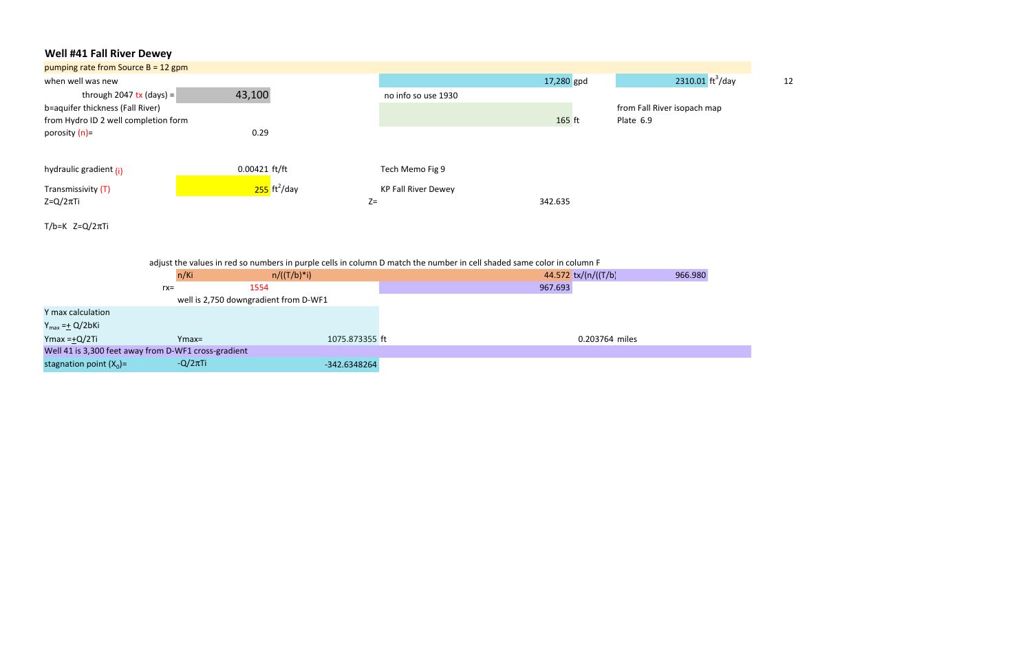## Well #41 Fall River Dewey

| | | | | | | |
|---|---|---|---|---|---|---|
| pumping rate from Source B = 12 gpm | | | | | | |
| when well was new | | | 17,280 gpd | | 2310.01 $ft^3$/day | 12 |
| through 2047 tx (days) = | 43,100 | no info so use 1930 | | | | |
| b=aquifer thickness (Fall River) | | | | from Fall River isopach map | | |
| from Hydro ID 2 well completion form | | | 165 ft | Plate 6.9 | | |
| porosity (n)= | 0.29 | | | | | |
| hydraulic gradient (i) | 0.00421 ft/ft | Tech Memo Fig 9 | | | | |
| Transmissivity (T) | 255 $ft^2$/day | KP Fall River Dewey | | | | |
| $Z=Q/2\pi Ti$ | | Z= | 342.635 | | | |

$T/b=K$ $Z=Q/2\pi Ti$

adjust the values in red so numbers in purple cells in column D match the number in cell shaded same color in column F

| | | | | | |
|---|---|---|---|---|---|
| | n/Ki | n/((T/b)*i) | 44.572 | tx/(n/((T/b) | 966.980 |
| rx= | 1554 | | 967.693 | | |
| | well is 2,750 downgradient from D-WF1 | | | | |

Y max calculation

$Y_{max} = \pm Q/2bKi$

| | | | | |
|---|---|---|---|---|
| $Ymax = \pm Q/2Ti$ | Ymax= | 1075.873355 ft | | 0.203764 miles |

Well 41 is 3,300 feet away from D-WF1 cross-gradient

| | | |
|---|---|---|
| stagnation point ($X_0$)= | $-Q/2\pi Ti$ | -342.6348264 |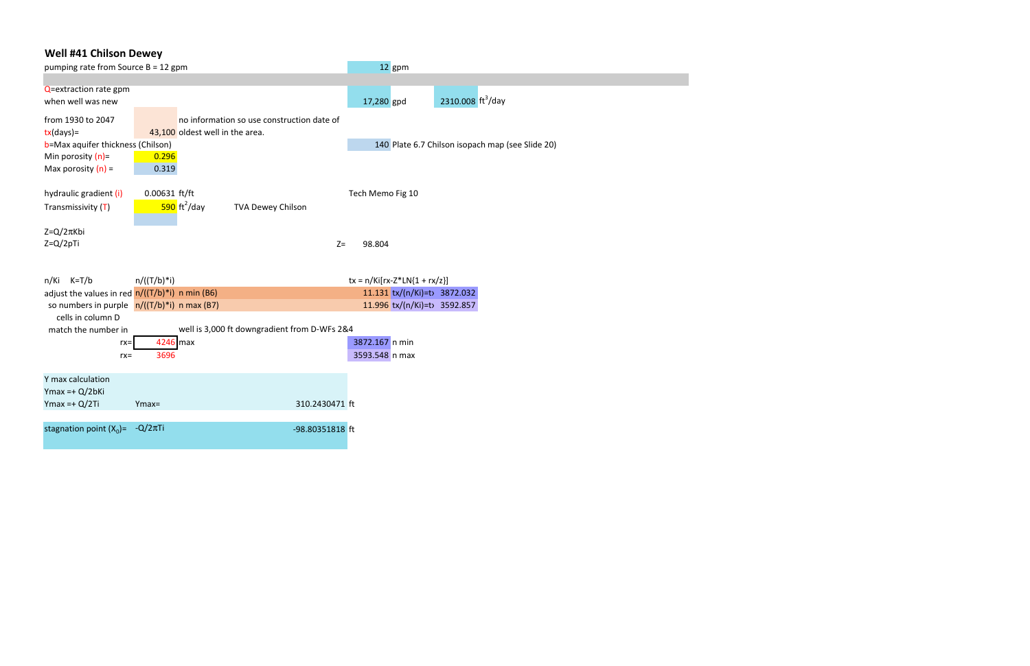## Well #41 Chilson Dewey

| | | | | | |
|---|---|---|---|---|---|
| pumping rate from Source B = 12 gpm | | | 12 gpm | | |
| Q=extraction rate gpm when well was new | | | 17,280 gpd | 2310.008 $ft^3$/day | |
| from 1930 to 2047 tx(days)= | 43,100 | no information so use construction date of oldest well in the area. | | | |
| b=Max aquifer thickness (Chilson) | | | 140 | Plate 6.7 Chilson isopach map (see Slide 20) | |
| Min porosity (n)= | 0.296 | | | | |
| Max porosity (n) = | 0.319 | | | | |
| hydraulic gradient (i) | 0.00631 ft/ft | | Tech Memo Fig 10 | | |
| Transmissivity (T) | 590 $ft^2$/day | TVA Dewey Chilson | | | |
| Z=Q/2πKbi | | | | | |
| Z=Q/2pTi | | Z= | 98.804 | | |
| n/Ki K=T/b | n/((T/b)*i) | | tx = n/Ki[rx-Z*LN(1 + rx/z)] | | |
| adjust the values in red | n/((T/b)*i) n min (B6) | | 11.131 | tx/(n/Ki)=tx | 3872.032 |
| so numbers in purple | n/((T/b)*i) n max (B7) | | 11.996 | tx/(n/Ki)=tx | 3592.857 |
| cells in column D match the number in | | well is 3,000 ft downgradient from D-WFs 2&4 | | | |
| rx= | 4246 max | | 3872.167 n min | | |
| rx= | 3696 | | 3593.548 n max | | |

**Y max calculation**

Ymax =+ Q/2bKi

Ymax =+ Q/2Ti &nbsp;&nbsp; Ymax= &nbsp;&nbsp; 310.2430471 ft

stagnation point ($X_0$)= &nbsp; -Q/2πTi &nbsp;&nbsp; -98.80351818 ft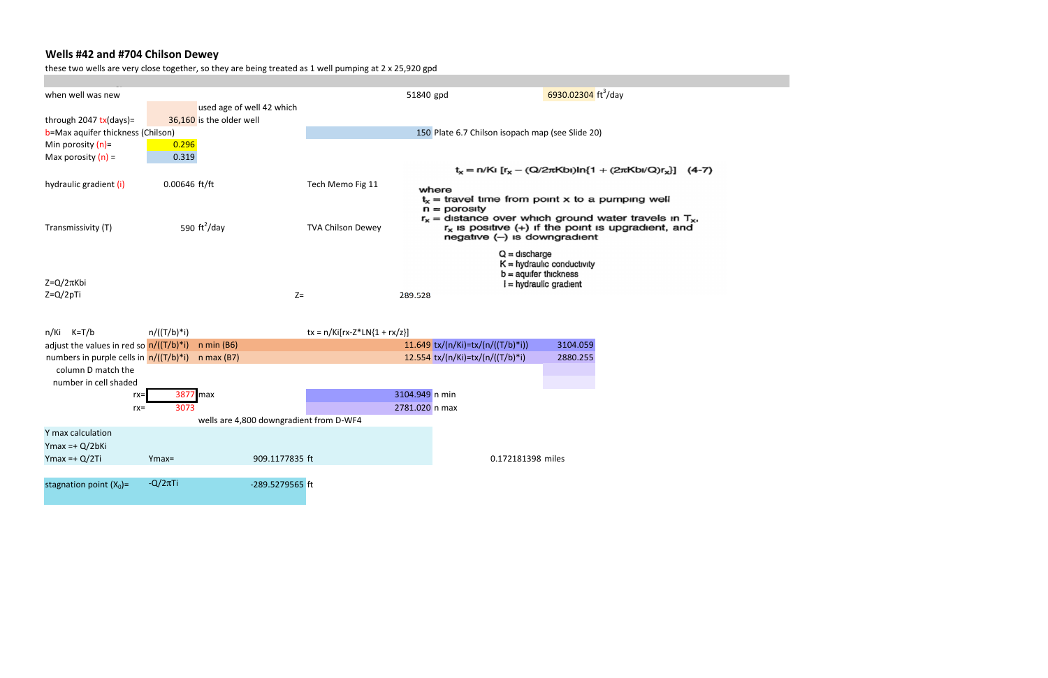## Wells #42 and #704 Chilson Dewey

these two wells are very close together, so they are being treated as 1 well pumping at 2 x 25,920 gpd

| | | | | | | |
|---|---|---|---|---|---|---|
| when well was new | | | | 51840 gpd | 6930.02304 ft$^3$/day | |
| | | used age of well 42 which | | | | |
| through 2047 tx(days)= | 36,160 | is the older well | | | | |
| b=Max aquifer thickness (Chilson) | | | | 150 | Plate 6.7 Chilson isopach map (see Slide 20) | |
| Min porosity (n)= | 0.296 | | | | | |
| Max porosity (n) = | 0.319 | | | | | |
| hydraulic gradient (i) | 0.00646 ft/ft | | Tech Memo Fig 11 | | | |
| Transmissivity (T) | 590 ft$^2$/day | | TVA Chilson Dewey | | | |
| Z=Q/2πKbi | | | | | | |
| Z=Q/2pTi | | | Z= | 289.528 | | |

$$t_x = n/Ki\ [r_x - (Q/2\pi Kbi)\ln\{1 + (2\pi Kbi/Q)r_x\}] \quad (4\text{-}7)$$

where

$t_x$ = travel time from point x to a pumping well
n = porosity
$r_x$ = distance over which ground water travels in $T_x$, $r_x$ is positive (+) if the point is upgradient, and negative (−) is downgradient

Q = discharge
K = hydraulic conductivity
b = aquifer thickness
I = hydraulic gradient

| | | | | | | |
|---|---|---|---|---|---|---|
| n/Ki K=T/b | n/((T/b)*i) | | tx = n/Ki[rx-Z*LN{1 + rx/z}] | | | |
| adjust the values in red so | n/((T/b)*i) | n min (B6) | | 11.649 | tx/(n/Ki)=tx/(n/((T/b)*i)) | 3104.059 |
| numbers in purple cells in | n/((T/b)*i) | n max (B7) | | 12.554 | tx/(n/Ki)=tx/(n/((T/b)*i) | 2880.255 |
| column D match the | | | | | | |
| number in cell shaded | | | | | | |
| rx= | 3877 | max | | 3104.949 | n min | |
| rx= | 3073 | | | 2781.020 | n max | |
| | | wells are 4,800 downgradient from D-WF4 | | | | |

Y max calculation
Ymax =+ Q/2bKi
Ymax =+ Q/2Ti    Ymax=    909.1177835 ft    0.172181398 miles

stagnation point ($X_0$)=    -Q/2πTi    -289.5279565 ft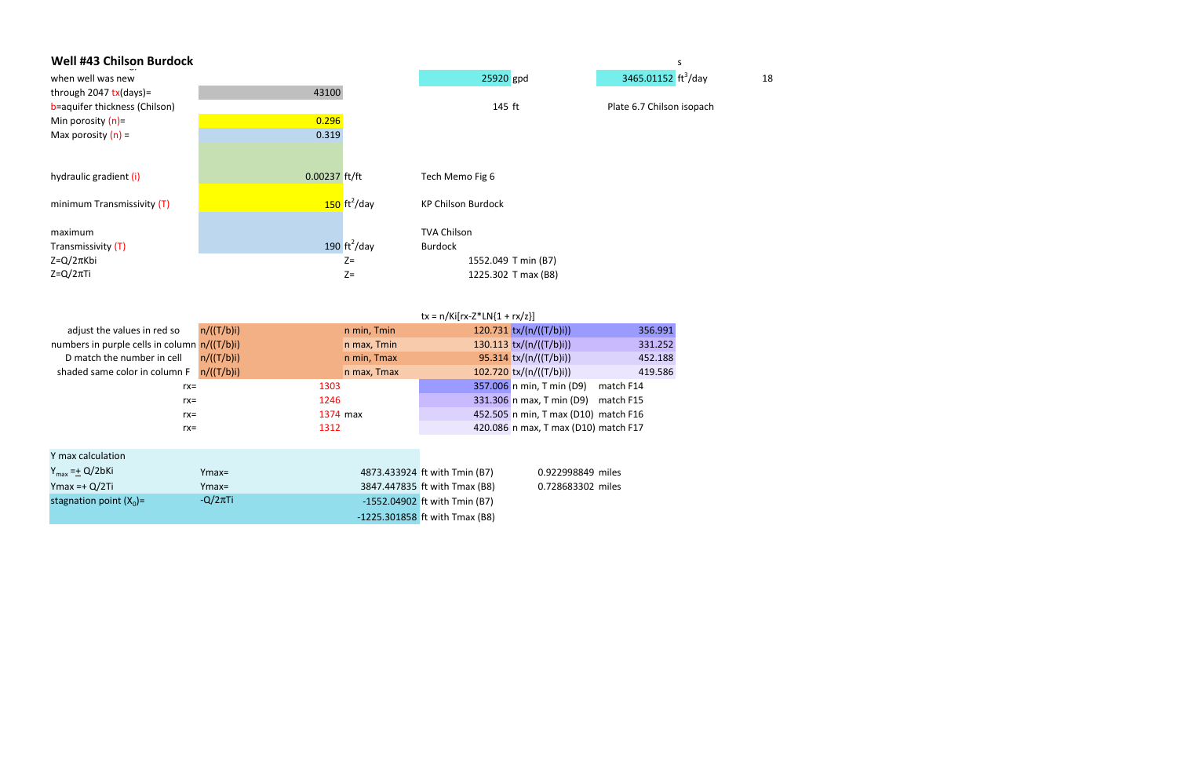## Well #43 Chilson Burdock

| | | | | | | | | | |
|---|---|---|---|---|---|---|---|---|---|
| | | | | | | | | s | |
| when well was new | | | 25920 | gpd | | 3465.01152 | $ft^3$/day | | 18 |
| through 2047 tx(days)= | 43100 | | | | | | | | |
| b=aquifer thickness (Chilson) | | | 145 | ft | | Plate 6.7 Chilson isopach | | | |
| Min porosity (n)= | 0.296 | | | | | | | | |
| Max porosity (n) = | 0.319 | | | | | | | | |
| hydraulic gradient (i) | 0.00237 | ft/ft | Tech Memo Fig 6 | | | | | | |
| minimum Transmissivity (T) | 150 | $ft^2$/day | KP Chilson Burdock | | | | | | |
| maximum Transmissivity (T) | 190 | $ft^2$/day | TVA Chilson Burdock | | | | | | |
| $Z=Q/2\pi Kbi$ | | Z= | 1552.049 | T min (B7) | | | | | |
| $Z=Q/2\pi Ti$ | | Z= | 1225.302 | T max (B8) | | | | | |

$tx = n/Ki[rx-Z*LN\{1 + rx/z\}]$

| | | | | | | | |
|---|---|---|---|---|---|---|---|
| adjust the values in red so | n/((T/b)i) | n min, Tmin | 120.731 | tx/(n/((T/b)i)) | 356.991 | | |
| numbers in purple cells in column | n/((T/b)i) | n max, Tmin | 130.113 | tx/(n/((T/b)i)) | 331.252 | | |
| D match the number in cell | n/((T/b)i) | n min, Tmax | 95.314 | tx/(n/((T/b)i)) | 452.188 | | |
| shaded same color in column F | n/((T/b)i) | n max, Tmax | 102.720 | tx/(n/((T/b)i)) | 419.586 | | |
| rx= | 1303 | | 357.006 | n min, T min (D9) | match F14 | | |
| rx= | 1246 | | 331.306 | n max, T min (D9) | match F15 | | |
| rx= | 1374 | max | 452.505 | n min, T max (D10) | match F16 | | |
| rx= | 1312 | | 420.086 | n max, T max (D10) | match F17 | | |

| Y max calculation | | | | | |
|---|---|---|---|---|---|
| $Y_{max} = \pm Q/2bKi$ | Ymax= | 4873.433924 | ft with Tmin (B7) | 0.922998849 | miles |
| Ymax =+ Q/2Ti | Ymax= | 3847.447835 | ft with Tmax (B8) | 0.728683302 | miles |
| stagnation point ($X_0$)= | $-Q/2\pi Ti$ | -1552.04902 | ft with Tmin (B7) | | |
| | | -1225.301858 | ft with Tmax (B8) | | |